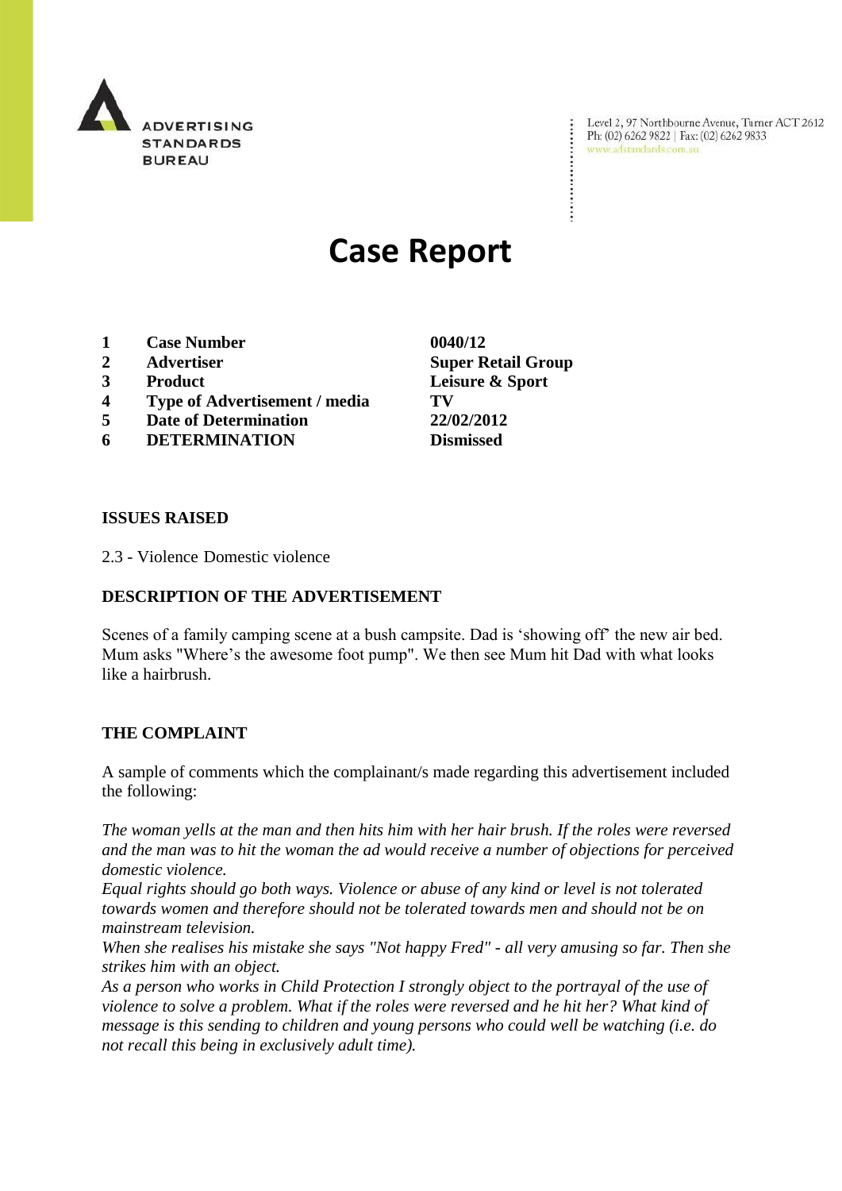ADVERTISING STANDARDS BUREAU

Level 2, 97 Northbourne Avenue, Turner ACT 2612
Ph: (02) 6262 9822 | Fax: (02) 6262 9833
www.adstandards.com.au

# Case Report

| | | |
|---|---|---|
| **1** | **Case Number** | **0040/12** |
| **2** | **Advertiser** | **Super Retail Group** |
| **3** | **Product** | **Leisure & Sport** |
| **4** | **Type of Advertisement / media** | **TV** |
| **5** | **Date of Determination** | **22/02/2012** |
| **6** | **DETERMINATION** | **Dismissed** |

**ISSUES RAISED**

2.3 - Violence Domestic violence

**DESCRIPTION OF THE ADVERTISEMENT**

Scenes of a family camping scene at a bush campsite. Dad is 'showing off' the new air bed. Mum asks "Where's the awesome foot pump". We then see Mum hit Dad with what looks like a hairbrush.

**THE COMPLAINT**

A sample of comments which the complainant/s made regarding this advertisement included the following:

*The woman yells at the man and then hits him with her hair brush. If the roles were reversed and the man was to hit the woman the ad would receive a number of objections for perceived domestic violence.*
*Equal rights should go both ways. Violence or abuse of any kind or level is not tolerated towards women and therefore should not be tolerated towards men and should not be on mainstream television.*
*When she realises his mistake she says "Not happy Fred" - all very amusing so far. Then she strikes him with an object.*
*As a person who works in Child Protection I strongly object to the portrayal of the use of violence to solve a problem. What if the roles were reversed and he hit her? What kind of message is this sending to children and young persons who could well be watching (i.e. do not recall this being in exclusively adult time).*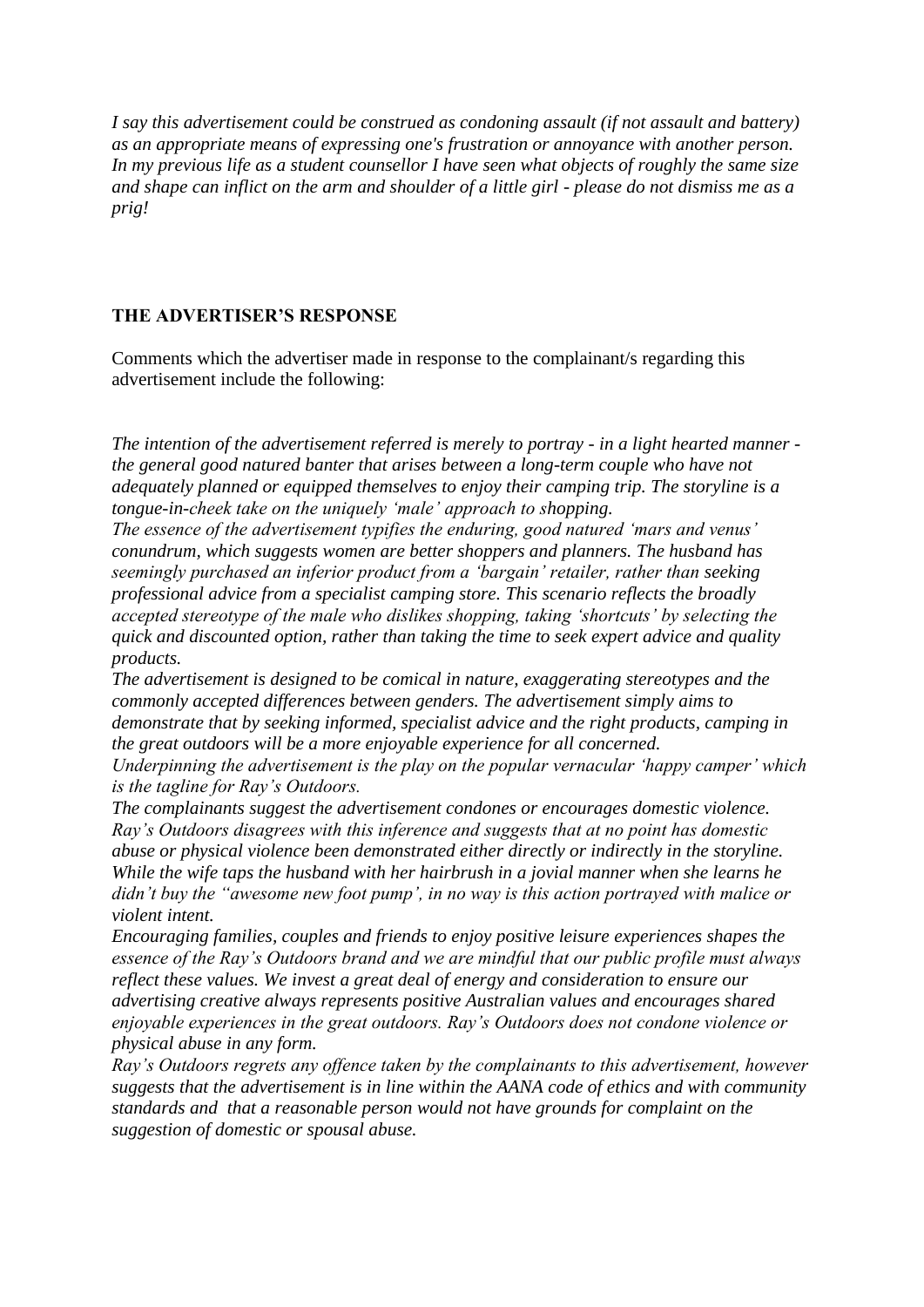*I say this advertisement could be construed as condoning assault (if not assault and battery) as an appropriate means of expressing one's frustration or annoyance with another person. In my previous life as a student counsellor I have seen what objects of roughly the same size and shape can inflict on the arm and shoulder of a little girl - please do not dismiss me as a prig!*

## THE ADVERTISER'S RESPONSE

Comments which the advertiser made in response to the complainant/s regarding this advertisement include the following:

*The intention of the advertisement referred is merely to portray - in a light hearted manner - the general good natured banter that arises between a long-term couple who have not adequately planned or equipped themselves to enjoy their camping trip. The storyline is a tongue-in-cheek take on the uniquely 'male' approach to shopping.*
*The essence of the advertisement typifies the enduring, good natured 'mars and venus' conundrum, which suggests women are better shoppers and planners. The husband has seemingly purchased an inferior product from a 'bargain' retailer, rather than seeking professional advice from a specialist camping store. This scenario reflects the broadly accepted stereotype of the male who dislikes shopping, taking 'shortcuts' by selecting the quick and discounted option, rather than taking the time to seek expert advice and quality products.*
*The advertisement is designed to be comical in nature, exaggerating stereotypes and the commonly accepted differences between genders. The advertisement simply aims to demonstrate that by seeking informed, specialist advice and the right products, camping in the great outdoors will be a more enjoyable experience for all concerned.*
*Underpinning the advertisement is the play on the popular vernacular 'happy camper' which is the tagline for Ray's Outdoors.*
*The complainants suggest the advertisement condones or encourages domestic violence. Ray's Outdoors disagrees with this inference and suggests that at no point has domestic abuse or physical violence been demonstrated either directly or indirectly in the storyline. While the wife taps the husband with her hairbrush in a jovial manner when she learns he didn't buy the "awesome new foot pump', in no way is this action portrayed with malice or violent intent.*
*Encouraging families, couples and friends to enjoy positive leisure experiences shapes the essence of the Ray's Outdoors brand and we are mindful that our public profile must always reflect these values. We invest a great deal of energy and consideration to ensure our advertising creative always represents positive Australian values and encourages shared enjoyable experiences in the great outdoors. Ray's Outdoors does not condone violence or physical abuse in any form.*
*Ray's Outdoors regrets any offence taken by the complainants to this advertisement, however suggests that the advertisement is in line within the AANA code of ethics and with community standards and that a reasonable person would not have grounds for complaint on the suggestion of domestic or spousal abuse.*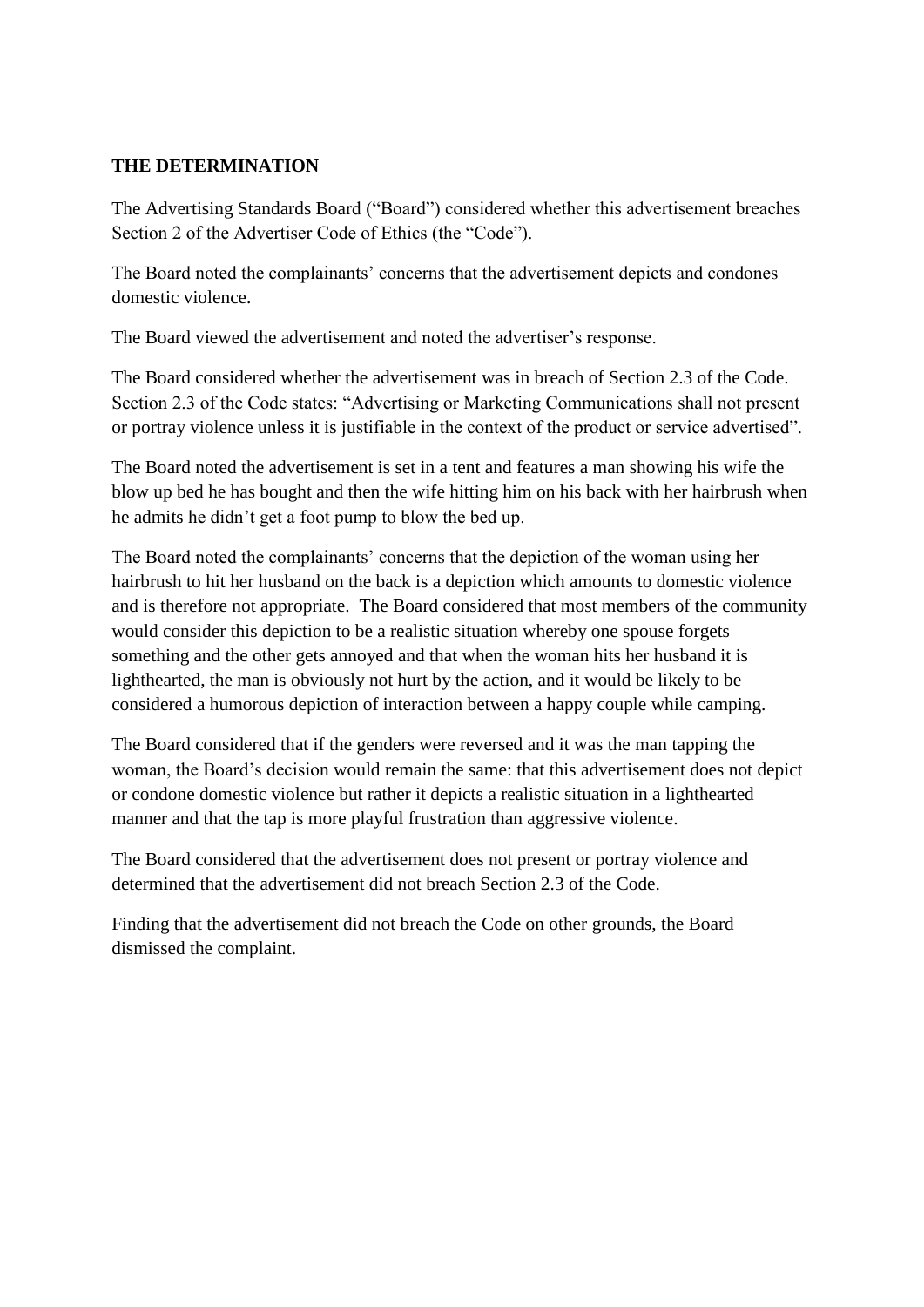**THE DETERMINATION**

The Advertising Standards Board ("Board") considered whether this advertisement breaches Section 2 of the Advertiser Code of Ethics (the "Code").

The Board noted the complainants' concerns that the advertisement depicts and condones domestic violence.

The Board viewed the advertisement and noted the advertiser's response.

The Board considered whether the advertisement was in breach of Section 2.3 of the Code. Section 2.3 of the Code states: "Advertising or Marketing Communications shall not present or portray violence unless it is justifiable in the context of the product or service advertised".

The Board noted the advertisement is set in a tent and features a man showing his wife the blow up bed he has bought and then the wife hitting him on his back with her hairbrush when he admits he didn't get a foot pump to blow the bed up.

The Board noted the complainants' concerns that the depiction of the woman using her hairbrush to hit her husband on the back is a depiction which amounts to domestic violence and is therefore not appropriate. The Board considered that most members of the community would consider this depiction to be a realistic situation whereby one spouse forgets something and the other gets annoyed and that when the woman hits her husband it is lighthearted, the man is obviously not hurt by the action, and it would be likely to be considered a humorous depiction of interaction between a happy couple while camping.

The Board considered that if the genders were reversed and it was the man tapping the woman, the Board's decision would remain the same: that this advertisement does not depict or condone domestic violence but rather it depicts a realistic situation in a lighthearted manner and that the tap is more playful frustration than aggressive violence.

The Board considered that the advertisement does not present or portray violence and determined that the advertisement did not breach Section 2.3 of the Code.

Finding that the advertisement did not breach the Code on other grounds, the Board dismissed the complaint.